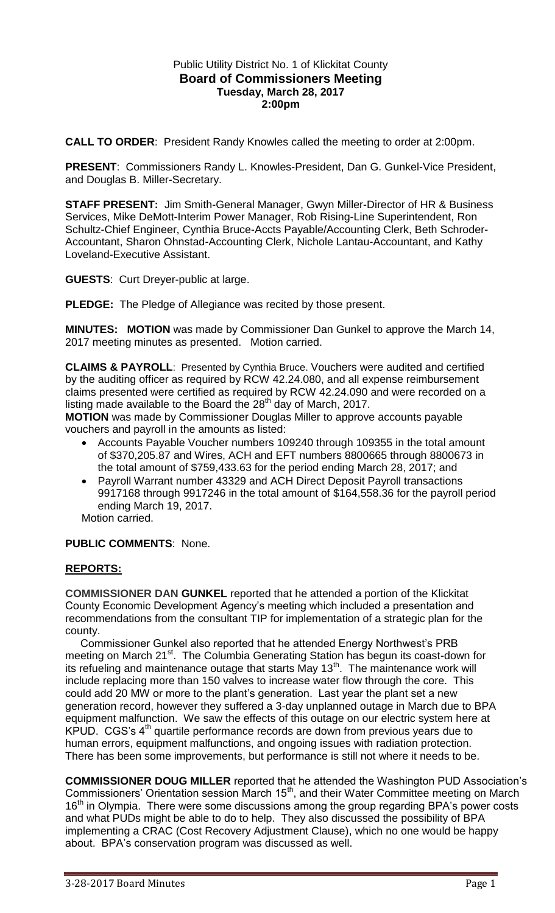Public Utility District No. 1 of Klickitat County
**Board of Commissioners Meeting**
**Tuesday, March 28, 2017**
**2:00pm**

**CALL TO ORDER**: President Randy Knowles called the meeting to order at 2:00pm.

**PRESENT**: Commissioners Randy L. Knowles-President, Dan G. Gunkel-Vice President, and Douglas B. Miller-Secretary.

**STAFF PRESENT:** Jim Smith-General Manager, Gwyn Miller-Director of HR & Business Services, Mike DeMott-Interim Power Manager, Rob Rising-Line Superintendent, Ron Schultz-Chief Engineer, Cynthia Bruce-Accts Payable/Accounting Clerk, Beth Schroder-Accountant, Sharon Ohnstad-Accounting Clerk, Nichole Lantau-Accountant, and Kathy Loveland-Executive Assistant.

**GUESTS**: Curt Dreyer-public at large.

**PLEDGE:** The Pledge of Allegiance was recited by those present.

**MINUTES: MOTION** was made by Commissioner Dan Gunkel to approve the March 14, 2017 meeting minutes as presented. Motion carried.

**CLAIMS & PAYROLL**: Presented by Cynthia Bruce. Vouchers were audited and certified by the auditing officer as required by RCW 42.24.080, and all expense reimbursement claims presented were certified as required by RCW 42.24.090 and were recorded on a listing made available to the Board the 28th day of March, 2017.

**MOTION** was made by Commissioner Douglas Miller to approve accounts payable vouchers and payroll in the amounts as listed:

- Accounts Payable Voucher numbers 109240 through 109355 in the total amount of $370,205.87 and Wires, ACH and EFT numbers 8800665 through 8800673 in the total amount of $759,433.63 for the period ending March 28, 2017; and
- Payroll Warrant number 43329 and ACH Direct Deposit Payroll transactions 9917168 through 9917246 in the total amount of $164,558.36 for the payroll period ending March 19, 2017.

Motion carried.

**PUBLIC COMMENTS**: None.

## REPORTS:

**COMMISSIONER DAN GUNKEL** reported that he attended a portion of the Klickitat County Economic Development Agency's meeting which included a presentation and recommendations from the consultant TIP for implementation of a strategic plan for the county.

Commissioner Gunkel also reported that he attended Energy Northwest's PRB meeting on March 21st. The Columbia Generating Station has begun its coast-down for its refueling and maintenance outage that starts May 13th. The maintenance work will include replacing more than 150 valves to increase water flow through the core. This could add 20 MW or more to the plant's generation. Last year the plant set a new generation record, however they suffered a 3-day unplanned outage in March due to BPA equipment malfunction. We saw the effects of this outage on our electric system here at KPUD. CGS's 4th quartile performance records are down from previous years due to human errors, equipment malfunctions, and ongoing issues with radiation protection. There has been some improvements, but performance is still not where it needs to be.

**COMMISSIONER DOUG MILLER** reported that he attended the Washington PUD Association's Commissioners' Orientation session March 15th, and their Water Committee meeting on March 16th in Olympia. There were some discussions among the group regarding BPA's power costs and what PUDs might be able to do to help. They also discussed the possibility of BPA implementing a CRAC (Cost Recovery Adjustment Clause), which no one would be happy about. BPA's conservation program was discussed as well.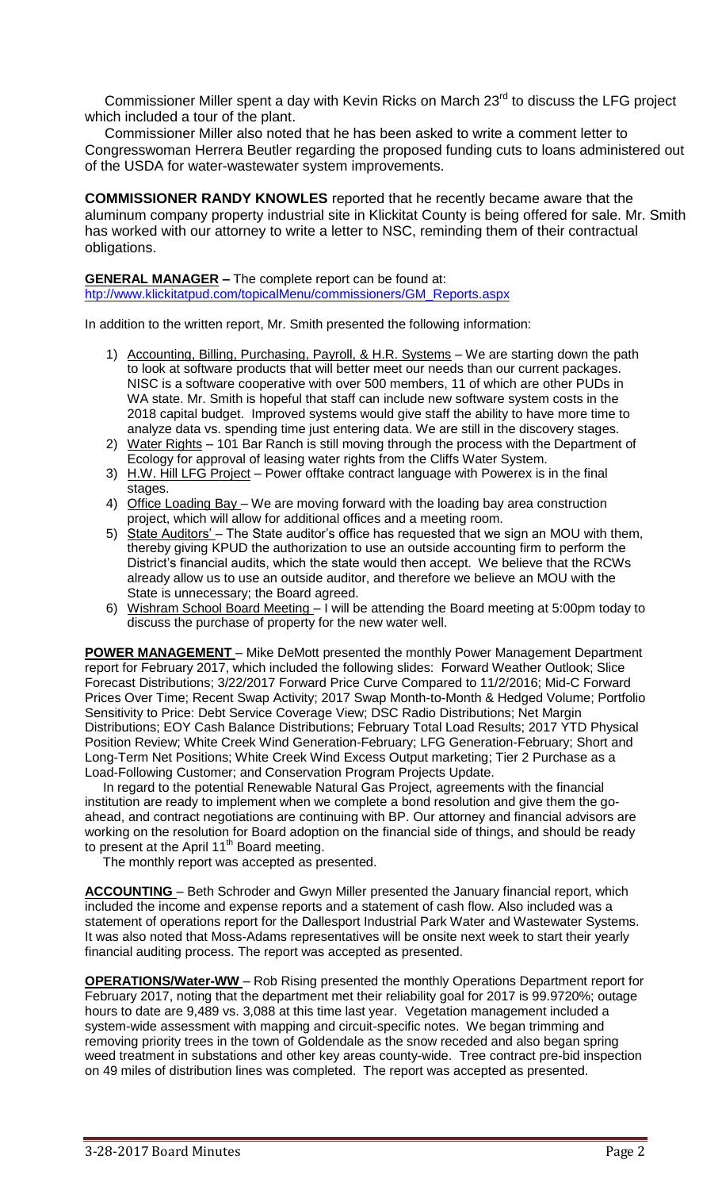Commissioner Miller spent a day with Kevin Ricks on March 23rd to discuss the LFG project which included a tour of the plant.

Commissioner Miller also noted that he has been asked to write a comment letter to Congresswoman Herrera Beutler regarding the proposed funding cuts to loans administered out of the USDA for water-wastewater system improvements.

**COMMISSIONER RANDY KNOWLES** reported that he recently became aware that the aluminum company property industrial site in Klickitat County is being offered for sale. Mr. Smith has worked with our attorney to write a letter to NSC, reminding them of their contractual obligations.

**GENERAL MANAGER –** The complete report can be found at: htp://www.klickitatpud.com/topicalMenu/commissioners/GM_Reports.aspx

In addition to the written report, Mr. Smith presented the following information:

1) Accounting, Billing, Purchasing, Payroll, & H.R. Systems – We are starting down the path to look at software products that will better meet our needs than our current packages. NISC is a software cooperative with over 500 members, 11 of which are other PUDs in WA state. Mr. Smith is hopeful that staff can include new software system costs in the 2018 capital budget. Improved systems would give staff the ability to have more time to analyze data vs. spending time just entering data. We are still in the discovery stages.
2) Water Rights – 101 Bar Ranch is still moving through the process with the Department of Ecology for approval of leasing water rights from the Cliffs Water System.
3) H.W. Hill LFG Project – Power offtake contract language with Powerex is in the final stages.
4) Office Loading Bay – We are moving forward with the loading bay area construction project, which will allow for additional offices and a meeting room.
5) State Auditors' – The State auditor's office has requested that we sign an MOU with them, thereby giving KPUD the authorization to use an outside accounting firm to perform the District's financial audits, which the state would then accept. We believe that the RCWs already allow us to use an outside auditor, and therefore we believe an MOU with the State is unnecessary; the Board agreed.
6) Wishram School Board Meeting – I will be attending the Board meeting at 5:00pm today to discuss the purchase of property for the new water well.

**POWER MANAGEMENT** – Mike DeMott presented the monthly Power Management Department report for February 2017, which included the following slides: Forward Weather Outlook; Slice Forecast Distributions; 3/22/2017 Forward Price Curve Compared to 11/2/2016; Mid-C Forward Prices Over Time; Recent Swap Activity; 2017 Swap Month-to-Month & Hedged Volume; Portfolio Sensitivity to Price: Debt Service Coverage View; DSC Radio Distributions; Net Margin Distributions; EOY Cash Balance Distributions; February Total Load Results; 2017 YTD Physical Position Review; White Creek Wind Generation-February; LFG Generation-February; Short and Long-Term Net Positions; White Creek Wind Excess Output marketing; Tier 2 Purchase as a Load-Following Customer; and Conservation Program Projects Update.

In regard to the potential Renewable Natural Gas Project, agreements with the financial institution are ready to implement when we complete a bond resolution and give them the go-ahead, and contract negotiations are continuing with BP. Our attorney and financial advisors are working on the resolution for Board adoption on the financial side of things, and should be ready to present at the April 11th Board meeting.

The monthly report was accepted as presented.

**ACCOUNTING** – Beth Schroder and Gwyn Miller presented the January financial report, which included the income and expense reports and a statement of cash flow. Also included was a statement of operations report for the Dallesport Industrial Park Water and Wastewater Systems. It was also noted that Moss-Adams representatives will be onsite next week to start their yearly financial auditing process. The report was accepted as presented.

**OPERATIONS/Water-WW** – Rob Rising presented the monthly Operations Department report for February 2017, noting that the department met their reliability goal for 2017 is 99.9720%; outage hours to date are 9,489 vs. 3,088 at this time last year. Vegetation management included a system-wide assessment with mapping and circuit-specific notes. We began trimming and removing priority trees in the town of Goldendale as the snow receded and also began spring weed treatment in substations and other key areas county-wide. Tree contract pre-bid inspection on 49 miles of distribution lines was completed. The report was accepted as presented.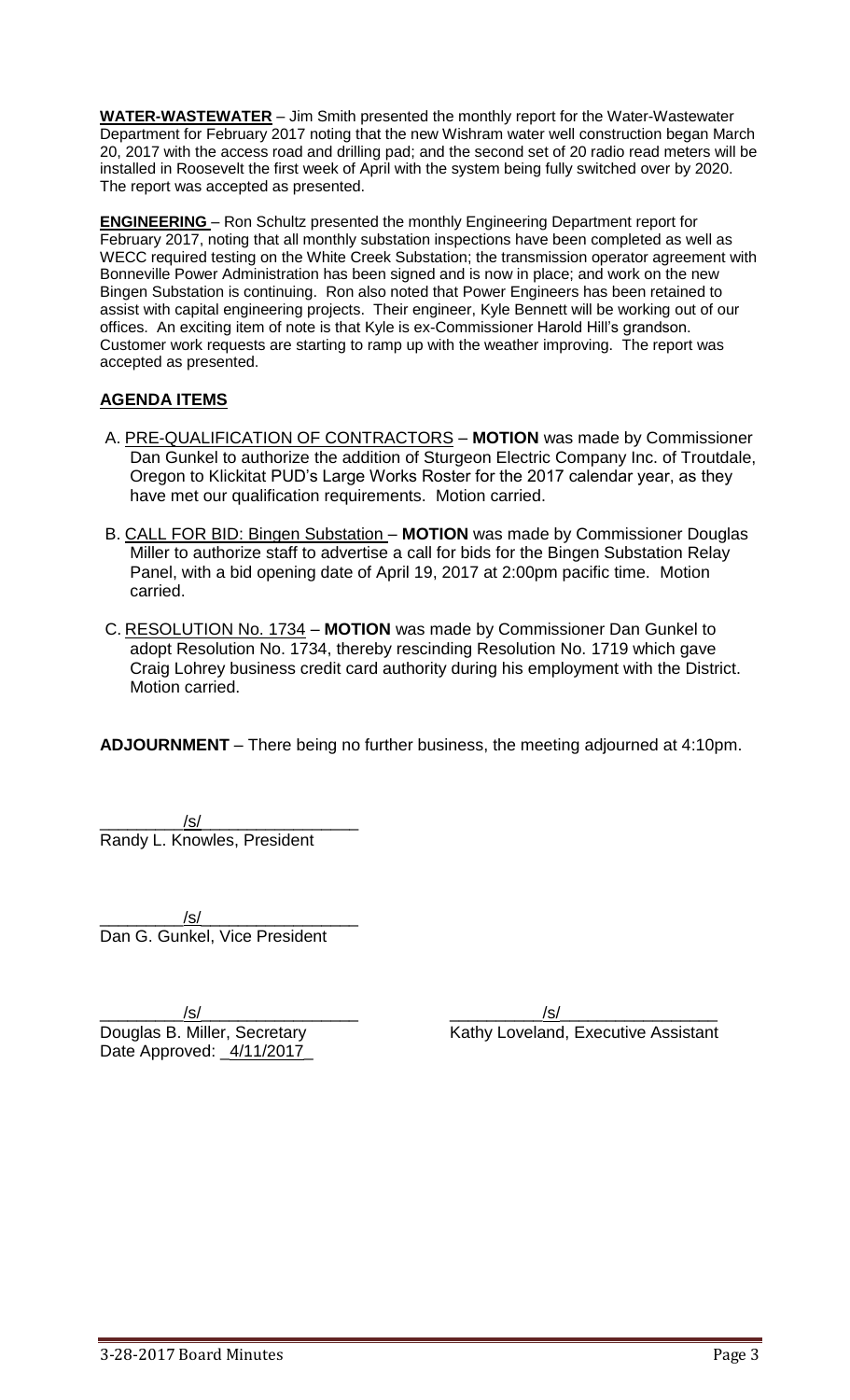**WATER-WASTEWATER** – Jim Smith presented the monthly report for the Water-Wastewater Department for February 2017 noting that the new Wishram water well construction began March 20, 2017 with the access road and drilling pad; and the second set of 20 radio read meters will be installed in Roosevelt the first week of April with the system being fully switched over by 2020. The report was accepted as presented.

**ENGINEERING** – Ron Schultz presented the monthly Engineering Department report for February 2017, noting that all monthly substation inspections have been completed as well as WECC required testing on the White Creek Substation; the transmission operator agreement with Bonneville Power Administration has been signed and is now in place; and work on the new Bingen Substation is continuing. Ron also noted that Power Engineers has been retained to assist with capital engineering projects. Their engineer, Kyle Bennett will be working out of our offices. An exciting item of note is that Kyle is ex-Commissioner Harold Hill's grandson. Customer work requests are starting to ramp up with the weather improving. The report was accepted as presented.

## AGENDA ITEMS

A. PRE-QUALIFICATION OF CONTRACTORS – **MOTION** was made by Commissioner Dan Gunkel to authorize the addition of Sturgeon Electric Company Inc. of Troutdale, Oregon to Klickitat PUD's Large Works Roster for the 2017 calendar year, as they have met our qualification requirements. Motion carried.

B. CALL FOR BID: Bingen Substation – **MOTION** was made by Commissioner Douglas Miller to authorize staff to advertise a call for bids for the Bingen Substation Relay Panel, with a bid opening date of April 19, 2017 at 2:00pm pacific time. Motion carried.

C. RESOLUTION No. 1734 – **MOTION** was made by Commissioner Dan Gunkel to adopt Resolution No. 1734, thereby rescinding Resolution No. 1719 which gave Craig Lohrey business credit card authority during his employment with the District. Motion carried.

**ADJOURNMENT** – There being no further business, the meeting adjourned at 4:10pm.

/s/
Randy L. Knowles, President

/s/
Dan G. Gunkel, Vice President

/s/
Douglas B. Miller, Secretary
Date Approved: 4/11/2017

/s/
Kathy Loveland, Executive Assistant